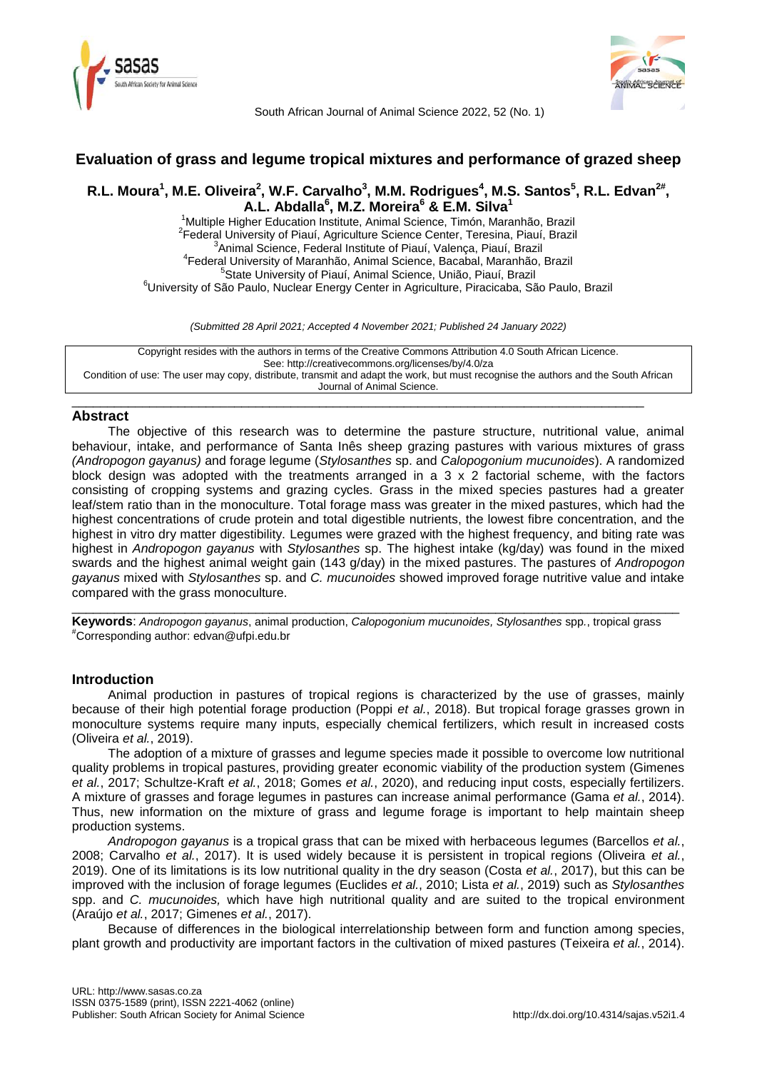# Evaluation of grass and legume tropical mixtures and performance of grazed sheep

**R.L. Moura[1], M.E. Oliveira[2], W.F. Carvalho[3], M.M. Rodrigues[4], M.S. Santos[5], R.L. Edvan[2#], A.L. Abdalla[6], M.Z. Moreira[6] & E.M. Silva[1]**

[1]Multiple Higher Education Institute, Animal Science, Timón, Maranhão, Brazil
[2]Federal University of Piauí, Agriculture Science Center, Teresina, Piauí, Brazil
[3]Animal Science, Federal Institute of Piauí, Valença, Piauí, Brazil
[4]Federal University of Maranhão, Animal Science, Bacabal, Maranhão, Brazil
[5]State University of Piauí, Animal Science, União, Piauí, Brazil
[6]University of São Paulo, Nuclear Energy Center in Agriculture, Piracicaba, São Paulo, Brazil

*(Submitted 28 April 2021; Accepted 4 November 2021; Published 24 January 2022)*

Copyright resides with the authors in terms of the Creative Commons Attribution 4.0 South African Licence.
See: http://creativecommons.org/licenses/by/4.0/za
Condition of use: The user may copy, distribute, transmit and adapt the work, but must recognise the authors and the South African Journal of Animal Science.

## Abstract

The objective of this research was to determine the pasture structure, nutritional value, animal behaviour, intake, and performance of Santa Inês sheep grazing pastures with various mixtures of grass *(Andropogon gayanus)* and forage legume (*Stylosanthes* sp. and *Calopogonium mucunoides*). A randomized block design was adopted with the treatments arranged in a 3 x 2 factorial scheme, with the factors consisting of cropping systems and grazing cycles. Grass in the mixed species pastures had a greater leaf/stem ratio than in the monoculture. Total forage mass was greater in the mixed pastures, which had the highest concentrations of crude protein and total digestible nutrients, the lowest fibre concentration, and the highest in vitro dry matter digestibility. Legumes were grazed with the highest frequency, and biting rate was highest in *Andropogon gayanus* with *Stylosanthes* sp. The highest intake (kg/day) was found in the mixed swards and the highest animal weight gain (143 g/day) in the mixed pastures. The pastures of *Andropogon gayanus* mixed with *Stylosanthes* sp. and *C. mucunoides* showed improved forage nutritive value and intake compared with the grass monoculture.

**Keywords**: *Andropogon gayanus*, animal production, *Calopogonium mucunoides, Stylosanthes* spp., tropical grass
[#]Corresponding author: edvan@ufpi.edu.br

## Introduction

Animal production in pastures of tropical regions is characterized by the use of grasses, mainly because of their high potential forage production (Poppi *et al.*, 2018). But tropical forage grasses grown in monoculture systems require many inputs, especially chemical fertilizers, which result in increased costs (Oliveira *et al.*, 2019).

The adoption of a mixture of grasses and legume species made it possible to overcome low nutritional quality problems in tropical pastures, providing greater economic viability of the production system (Gimenes *et al.*, 2017; Schultze-Kraft *et al.*, 2018; Gomes *et al.*, 2020), and reducing input costs, especially fertilizers. A mixture of grasses and forage legumes in pastures can increase animal performance (Gama *et al.*, 2014). Thus, new information on the mixture of grass and legume forage is important to help maintain sheep production systems.

*Andropogon gayanus* is a tropical grass that can be mixed with herbaceous legumes (Barcellos *et al.*, 2008; Carvalho *et al.*, 2017). It is used widely because it is persistent in tropical regions (Oliveira *et al.*, 2019). One of its limitations is its low nutritional quality in the dry season (Costa *et al.*, 2017), but this can be improved with the inclusion of forage legumes (Euclides *et al.*, 2010; Lista *et al.*, 2019) such as *Stylosanthes* spp. and *C. mucunoides,* which have high nutritional quality and are suited to the tropical environment (Araújo *et al.*, 2017; Gimenes *et al.*, 2017).

Because of differences in the biological interrelationship between form and function among species, plant growth and productivity are important factors in the cultivation of mixed pastures (Teixeira *et al.*, 2014).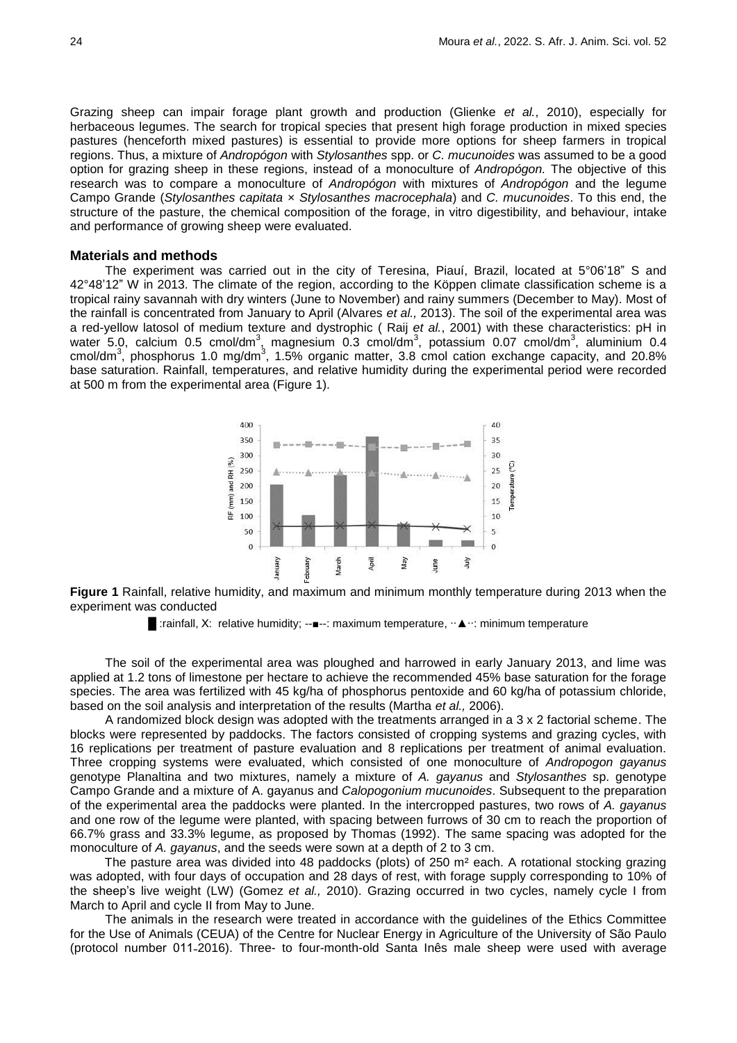Grazing sheep can impair forage plant growth and production (Glienke *et al.*, 2010), especially for herbaceous legumes. The search for tropical species that present high forage production in mixed species pastures (henceforth mixed pastures) is essential to provide more options for sheep farmers in tropical regions. Thus, a mixture of *Andropógon* with *Stylosanthes* spp. or *C. mucunoides* was assumed to be a good option for grazing sheep in these regions, instead of a monoculture of *Andropógon.* The objective of this research was to compare a monoculture of *Andropógon* with mixtures of *Andropógon* and the legume Campo Grande (*Stylosanthes capitata* × *Stylosanthes macrocephala*) and *C. mucunoides*. To this end, the structure of the pasture, the chemical composition of the forage, in vitro digestibility, and behaviour, intake and performance of growing sheep were evaluated.

## Materials and methods

The experiment was carried out in the city of Teresina, Piauí, Brazil, located at 5°06'18" S and 42°48'12" W in 2013. The climate of the region, according to the Köppen climate classification scheme is a tropical rainy savannah with dry winters (June to November) and rainy summers (December to May). Most of the rainfall is concentrated from January to April (Alvares *et al.,* 2013). The soil of the experimental area was a red-yellow latosol of medium texture and dystrophic ( Raij *et al.*, 2001) with these characteristics: pH in water 5.0, calcium 0.5 cmol/dm$^3$, magnesium 0.3 cmol/dm$^3$, potassium 0.07 cmol/dm$^3$, aluminium 0.4 cmol/dm$^3$, phosphorus 1.0 mg/dm$^3$, 1.5% organic matter, 3.8 cmol cation exchange capacity, and 20.8% base saturation. Rainfall, temperatures, and relative humidity during the experimental period were recorded at 500 m from the experimental area (Figure 1).

**Figure 1** Rainfall, relative humidity, and maximum and minimum monthly temperature during 2013 when the experiment was conducted

█:rainfall, X: relative humidity; --■--: maximum temperature, ··▲··: minimum temperature

The soil of the experimental area was ploughed and harrowed in early January 2013, and lime was applied at 1.2 tons of limestone per hectare to achieve the recommended 45% base saturation for the forage species. The area was fertilized with 45 kg/ha of phosphorus pentoxide and 60 kg/ha of potassium chloride, based on the soil analysis and interpretation of the results (Martha *et al.,* 2006).

A randomized block design was adopted with the treatments arranged in a 3 x 2 factorial scheme. The blocks were represented by paddocks. The factors consisted of cropping systems and grazing cycles, with 16 replications per treatment of pasture evaluation and 8 replications per treatment of animal evaluation. Three cropping systems were evaluated, which consisted of one monoculture of *Andropogon gayanus* genotype Planaltina and two mixtures, namely a mixture of *A. gayanus* and *Stylosanthes* sp. genotype Campo Grande and a mixture of A. gayanus and *Calopogonium mucunoides*. Subsequent to the preparation of the experimental area the paddocks were planted. In the intercropped pastures, two rows of *A. gayanus* and one row of the legume were planted, with spacing between furrows of 30 cm to reach the proportion of 66.7% grass and 33.3% legume, as proposed by Thomas (1992). The same spacing was adopted for the monoculture of *A. gayanus*, and the seeds were sown at a depth of 2 to 3 cm.

The pasture area was divided into 48 paddocks (plots) of 250 m² each. A rotational stocking grazing was adopted, with four days of occupation and 28 days of rest, with forage supply corresponding to 10% of the sheep's live weight (LW) (Gomez *et al.,* 2010). Grazing occurred in two cycles, namely cycle I from March to April and cycle II from May to June.

The animals in the research were treated in accordance with the guidelines of the Ethics Committee for the Use of Animals (CEUA) of the Centre for Nuclear Energy in Agriculture of the University of São Paulo (protocol number 011-2016). Three- to four-month-old Santa Inês male sheep were used with average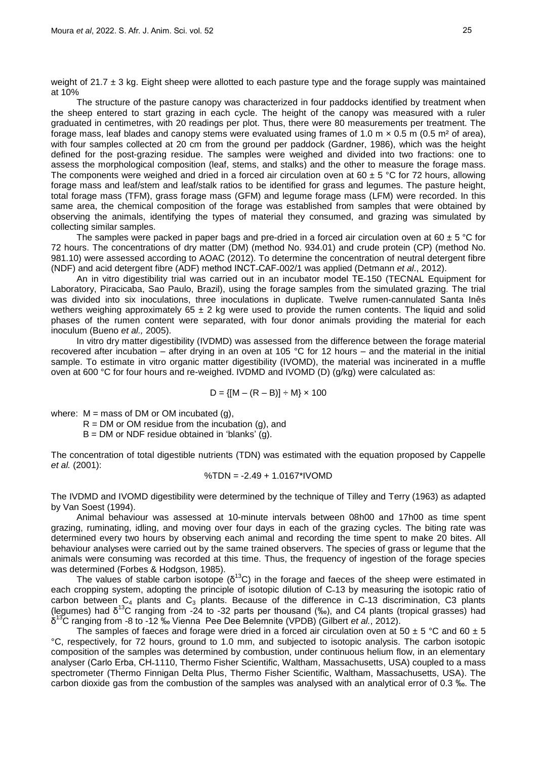weight of 21.7 ± 3 kg. Eight sheep were allotted to each pasture type and the forage supply was maintained at 10%

The structure of the pasture canopy was characterized in four paddocks identified by treatment when the sheep entered to start grazing in each cycle. The height of the canopy was measured with a ruler graduated in centimetres, with 20 readings per plot. Thus, there were 80 measurements per treatment. The forage mass, leaf blades and canopy stems were evaluated using frames of 1.0 m × 0.5 m (0.5 m² of area), with four samples collected at 20 cm from the ground per paddock (Gardner, 1986), which was the height defined for the post-grazing residue. The samples were weighed and divided into two fractions: one to assess the morphological composition (leaf, stems, and stalks) and the other to measure the forage mass. The components were weighed and dried in a forced air circulation oven at 60 ± 5 °C for 72 hours, allowing forage mass and leaf/stem and leaf/stalk ratios to be identified for grass and legumes. The pasture height, total forage mass (TFM), grass forage mass (GFM) and legume forage mass (LFM) were recorded. In this same area, the chemical composition of the forage was established from samples that were obtained by observing the animals, identifying the types of material they consumed, and grazing was simulated by collecting similar samples.

The samples were packed in paper bags and pre-dried in a forced air circulation oven at 60 ± 5 °C for 72 hours. The concentrations of dry matter (DM) (method No. 934.01) and crude protein (CP) (method No. 981.10) were assessed according to AOAC (2012). To determine the concentration of neutral detergent fibre (NDF) and acid detergent fibre (ADF) method INCT-CAF-002/1 was applied (Detmann *et al*., 2012).

An in vitro digestibility trial was carried out in an incubator model TE-150 (TECNAL Equipment for Laboratory, Piracicaba, Sao Paulo, Brazil), using the forage samples from the simulated grazing. The trial was divided into six inoculations, three inoculations in duplicate. Twelve rumen-cannulated Santa Inês wethers weighing approximately 65 ± 2 kg were used to provide the rumen contents. The liquid and solid phases of the rumen content were separated, with four donor animals providing the material for each inoculum (Bueno *et al.,* 2005).

In vitro dry matter digestibility (IVDMD) was assessed from the difference between the forage material recovered after incubation – after drying in an oven at 105 °C for 12 hours – and the material in the initial sample. To estimate in vitro organic matter digestibility (IVOMD), the material was incinerated in a muffle oven at 600 °C for four hours and re-weighed. IVDMD and IVOMD (D) (g/kg) were calculated as:

$$D = \{[M - (R - B)] \div M\} \times 100$$

where: M = mass of DM or OM incubated (g),
R = DM or OM residue from the incubation (g), and
B = DM or NDF residue obtained in 'blanks' (g).

The concentration of total digestible nutrients (TDN) was estimated with the equation proposed by Cappelle *et al.* (2001):

$$\%TDN = -2.49 + 1.0167 * IVOMD$$

The IVDMD and IVOMD digestibility were determined by the technique of Tilley and Terry (1963) as adapted by Van Soest (1994).

Animal behaviour was assessed at 10-minute intervals between 08h00 and 17h00 as time spent grazing, ruminating, idling, and moving over four days in each of the grazing cycles. The biting rate was determined every two hours by observing each animal and recording the time spent to make 20 bites. All behaviour analyses were carried out by the same trained observers. The species of grass or legume that the animals were consuming was recorded at this time. Thus, the frequency of ingestion of the forage species was determined (Forbes & Hodgson, 1985).

The values of stable carbon isotope ($\delta^{13}C$) in the forage and faeces of the sheep were estimated in each cropping system, adopting the principle of isotopic dilution of C-13 by measuring the isotopic ratio of carbon between $C_4$ plants and $C_3$ plants. Because of the difference in C-13 discrimination, C3 plants (legumes) had $\delta^{13}C$ ranging from -24 to -32 parts per thousand (‰), and C4 plants (tropical grasses) had $\delta^{13}C$ ranging from -8 to -12 ‰ Vienna Pee Dee Belemnite (VPDB) (Gilbert *et al.*, 2012).

The samples of faeces and forage were dried in a forced air circulation oven at 50 ± 5 °C and 60 ± 5 °C, respectively, for 72 hours, ground to 1.0 mm, and subjected to isotopic analysis. The carbon isotopic composition of the samples was determined by combustion, under continuous helium flow, in an elementary analyser (Carlo Erba, CH-1110, Thermo Fisher Scientific, Waltham, Massachusetts, USA) coupled to a mass spectrometer (Thermo Finnigan Delta Plus, Thermo Fisher Scientific, Waltham, Massachusetts, USA). The carbon dioxide gas from the combustion of the samples was analysed with an analytical error of 0.3 ‰. The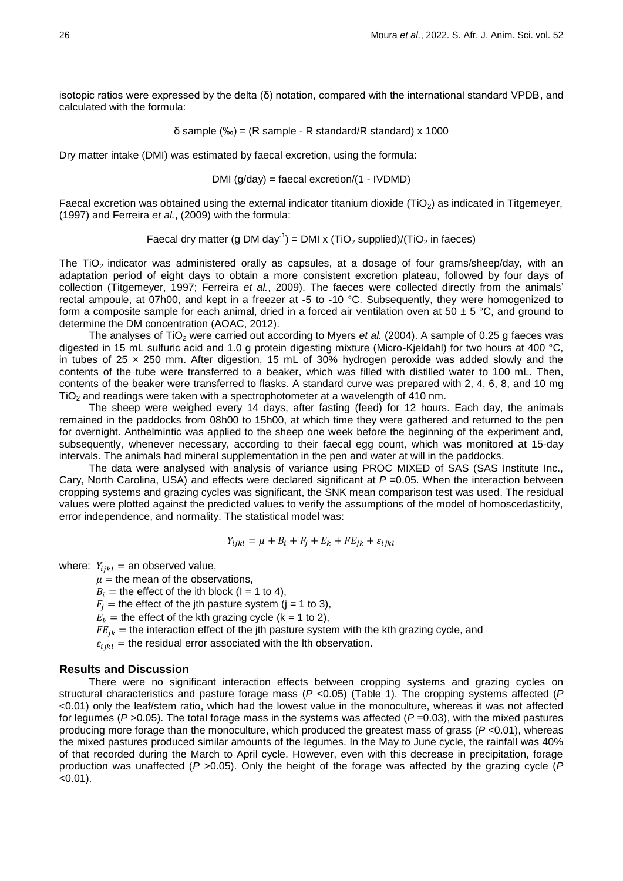isotopic ratios were expressed by the delta (δ) notation, compared with the international standard VPDB, and calculated with the formula:

$$\delta \text{ sample (‰)} = (\text{R sample} - \text{R standard}/\text{R standard}) \times 1000$$

Dry matter intake (DMI) was estimated by faecal excretion, using the formula:

$$\text{DMI (g/day)} = \text{faecal excretion}/(1 - \text{IVDMD})$$

Faecal excretion was obtained using the external indicator titanium dioxide ($TiO_2$) as indicated in Titgemeyer, (1997) and Ferreira *et al.*, (2009) with the formula:

$$\text{Faecal dry matter (g DM day}^{-1}) = \text{DMI} \times (TiO_2 \text{ supplied})/(TiO_2 \text{ in faeces})$$

The $TiO_2$ indicator was administered orally as capsules, at a dosage of four grams/sheep/day, with an adaptation period of eight days to obtain a more consistent excretion plateau, followed by four days of collection (Titgemeyer, 1997; Ferreira *et al.*, 2009). The faeces were collected directly from the animals' rectal ampoule, at 07h00, and kept in a freezer at -5 to -10 °C. Subsequently, they were homogenized to form a composite sample for each animal, dried in a forced air ventilation oven at 50 ± 5 °C, and ground to determine the DM concentration (AOAC, 2012).

The analyses of $TiO_2$ were carried out according to Myers *et al.* (2004). A sample of 0.25 g faeces was digested in 15 mL sulfuric acid and 1.0 g protein digesting mixture (Micro-Kjeldahl) for two hours at 400 °C, in tubes of 25 × 250 mm. After digestion, 15 mL of 30% hydrogen peroxide was added slowly and the contents of the tube were transferred to a beaker, which was filled with distilled water to 100 mL. Then, contents of the beaker were transferred to flasks. A standard curve was prepared with 2, 4, 6, 8, and 10 mg $TiO_2$ and readings were taken with a spectrophotometer at a wavelength of 410 nm.

The sheep were weighed every 14 days, after fasting (feed) for 12 hours. Each day, the animals remained in the paddocks from 08h00 to 15h00, at which time they were gathered and returned to the pen for overnight. Anthelmintic was applied to the sheep one week before the beginning of the experiment and, subsequently, whenever necessary, according to their faecal egg count, which was monitored at 15-day intervals. The animals had mineral supplementation in the pen and water at will in the paddocks.

The data were analysed with analysis of variance using PROC MIXED of SAS (SAS Institute Inc., Cary, North Carolina, USA) and effects were declared significant at $P$ =0.05. When the interaction between cropping systems and grazing cycles was significant, the SNK mean comparison test was used. The residual values were plotted against the predicted values to verify the assumptions of the model of homoscedasticity, error independence, and normality. The statistical model was:

$$Y_{ijkl} = \mu + B_i + F_j + E_k + FE_{jk} + \varepsilon_{ijkl}$$

where: $Y_{ijkl}$ = an observed value,
$\mu$ = the mean of the observations,
$B_i$ = the effect of the ith block (I = 1 to 4),
$F_j$ = the effect of the jth pasture system (j = 1 to 3),
$E_k$ = the effect of the kth grazing cycle (k = 1 to 2),
$FE_{jk}$ = the interaction effect of the jth pasture system with the kth grazing cycle, and
$\varepsilon_{ijkl}$ = the residual error associated with the lth observation.

## Results and Discussion

There were no significant interaction effects between cropping systems and grazing cycles on structural characteristics and pasture forage mass ($P$ <0.05) (Table 1). The cropping systems affected ($P$ <0.01) only the leaf/stem ratio, which had the lowest value in the monoculture, whereas it was not affected for legumes ($P$ >0.05). The total forage mass in the systems was affected ($P$ =0.03), with the mixed pastures producing more forage than the monoculture, which produced the greatest mass of grass ($P$ <0.01), whereas the mixed pastures produced similar amounts of the legumes. In the May to June cycle, the rainfall was 40% of that recorded during the March to April cycle. However, even with this decrease in precipitation, forage production was unaffected ($P$ >0.05). Only the height of the forage was affected by the grazing cycle ($P$ <0.01).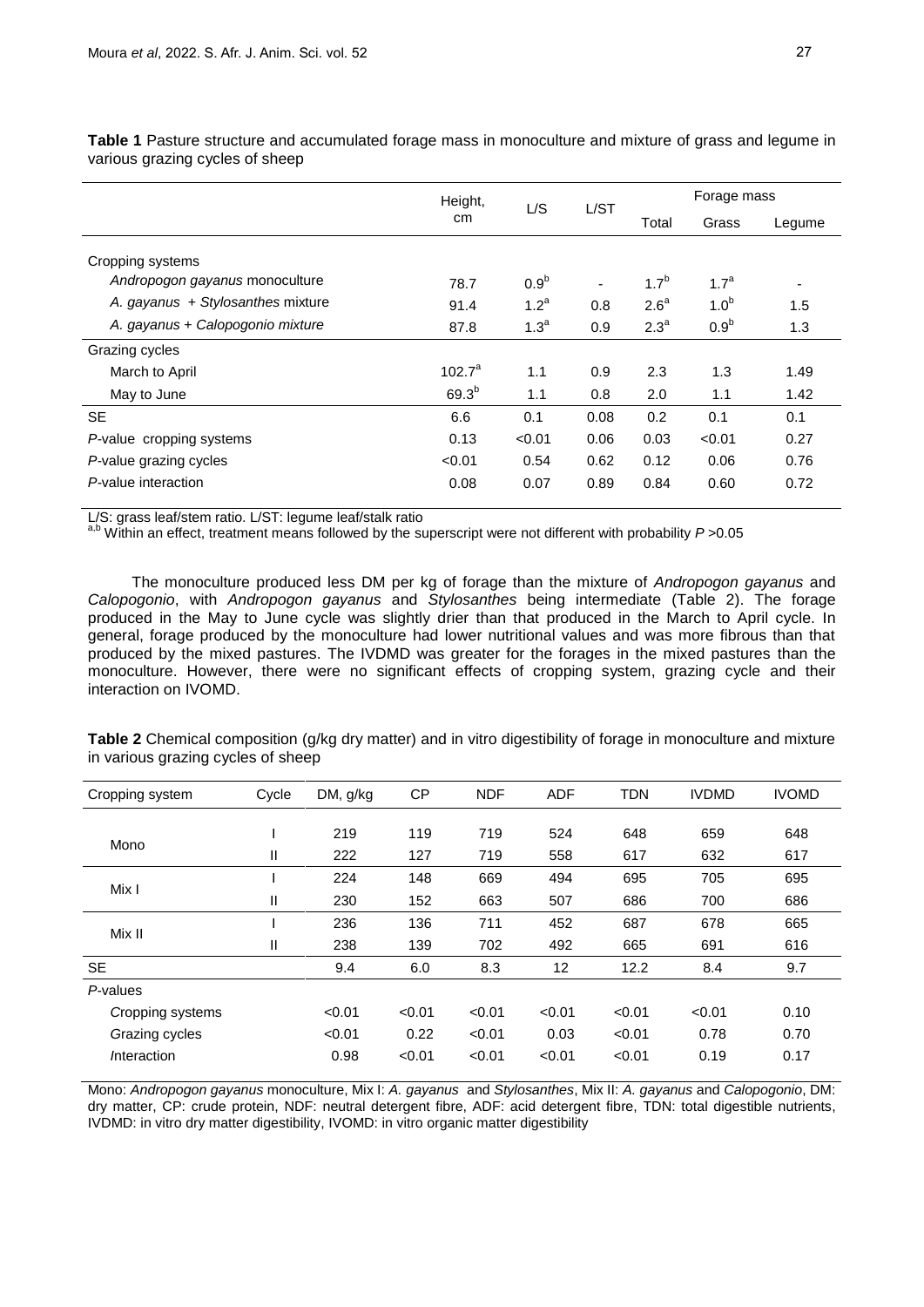**Table 1** Pasture structure and accumulated forage mass in monoculture and mixture of grass and legume in various grazing cycles of sheep

| | Height, cm | L/S | L/ST | Forage mass | | |
|---|---|---|---|---|---|---|
| | | | | Total | Grass | Legume |
| Cropping systems | | | | | | |
| *Andropogon gayanus* monoculture | 78.7 | 0.9[b] | - | 1.7[b] | 1.7[a] | - |
| *A. gayanus* + *Stylosanthes* mixture | 91.4 | 1.2[a] | 0.8 | 2.6[a] | 1.0[b] | 1.5 |
| *A. gayanus* + *Calopogonio* mixture | 87.8 | 1.3[a] | 0.9 | 2.3[a] | 0.9[b] | 1.3 |
| Grazing cycles | | | | | | |
| March to April | 102.7[a] | 1.1 | 0.9 | 2.3 | 1.3 | 1.49 |
| May to June | 69.3[b] | 1.1 | 0.8 | 2.0 | 1.1 | 1.42 |
| SE | 6.6 | 0.1 | 0.08 | 0.2 | 0.1 | 0.1 |
| *P*-value cropping systems | 0.13 | <0.01 | 0.06 | 0.03 | <0.01 | 0.27 |
| *P*-value grazing cycles | <0.01 | 0.54 | 0.62 | 0.12 | 0.06 | 0.76 |
| *P*-value interaction | 0.08 | 0.07 | 0.89 | 0.84 | 0.60 | 0.72 |

L/S: grass leaf/stem ratio. L/ST: legume leaf/stalk ratio
[a,b] Within an effect, treatment means followed by the superscript were not different with probability $P > 0.05$

The monoculture produced less DM per kg of forage than the mixture of *Andropogon gayanus* and *Calopogonio*, with *Andropogon gayanus* and *Stylosanthes* being intermediate (Table 2). The forage produced in the May to June cycle was slightly drier than that produced in the March to April cycle. In general, forage produced by the monoculture had lower nutritional values and was more fibrous than that produced by the mixed pastures. The IVDMD was greater for the forages in the mixed pastures than the monoculture. However, there were no significant effects of cropping system, grazing cycle and their interaction on IVOMD.

**Table 2** Chemical composition (g/kg dry matter) and in vitro digestibility of forage in monoculture and mixture in various grazing cycles of sheep

| Cropping system | Cycle | DM, g/kg | CP | NDF | ADF | TDN | IVDMD | IVOMD |
|---|---|---|---|---|---|---|---|---|
| Mono | I | 219 | 119 | 719 | 524 | 648 | 659 | 648 |
| | II | 222 | 127 | 719 | 558 | 617 | 632 | 617 |
| Mix I | I | 224 | 148 | 669 | 494 | 695 | 705 | 695 |
| | II | 230 | 152 | 663 | 507 | 686 | 700 | 686 |
| Mix II | I | 236 | 136 | 711 | 452 | 687 | 678 | 665 |
| | II | 238 | 139 | 702 | 492 | 665 | 691 | 616 |
| SE | | 9.4 | 6.0 | 8.3 | 12 | 12.2 | 8.4 | 9.7 |
| *P*-values | | | | | | | | |
| *C*ropping systems | | <0.01 | <0.01 | <0.01 | <0.01 | <0.01 | <0.01 | 0.10 |
| *G*razing cycles | | <0.01 | 0.22 | <0.01 | 0.03 | <0.01 | 0.78 | 0.70 |
| *I*nteraction | | 0.98 | <0.01 | <0.01 | <0.01 | <0.01 | 0.19 | 0.17 |

Mono: *Andropogon gayanus* monoculture, Mix I: *A. gayanus* and *Stylosanthes*, Mix II: *A. gayanus* and *Calopogonio*, DM: dry matter, CP: crude protein, NDF: neutral detergent fibre, ADF: acid detergent fibre, TDN: total digestible nutrients, IVDMD: in vitro dry matter digestibility, IVOMD: in vitro organic matter digestibility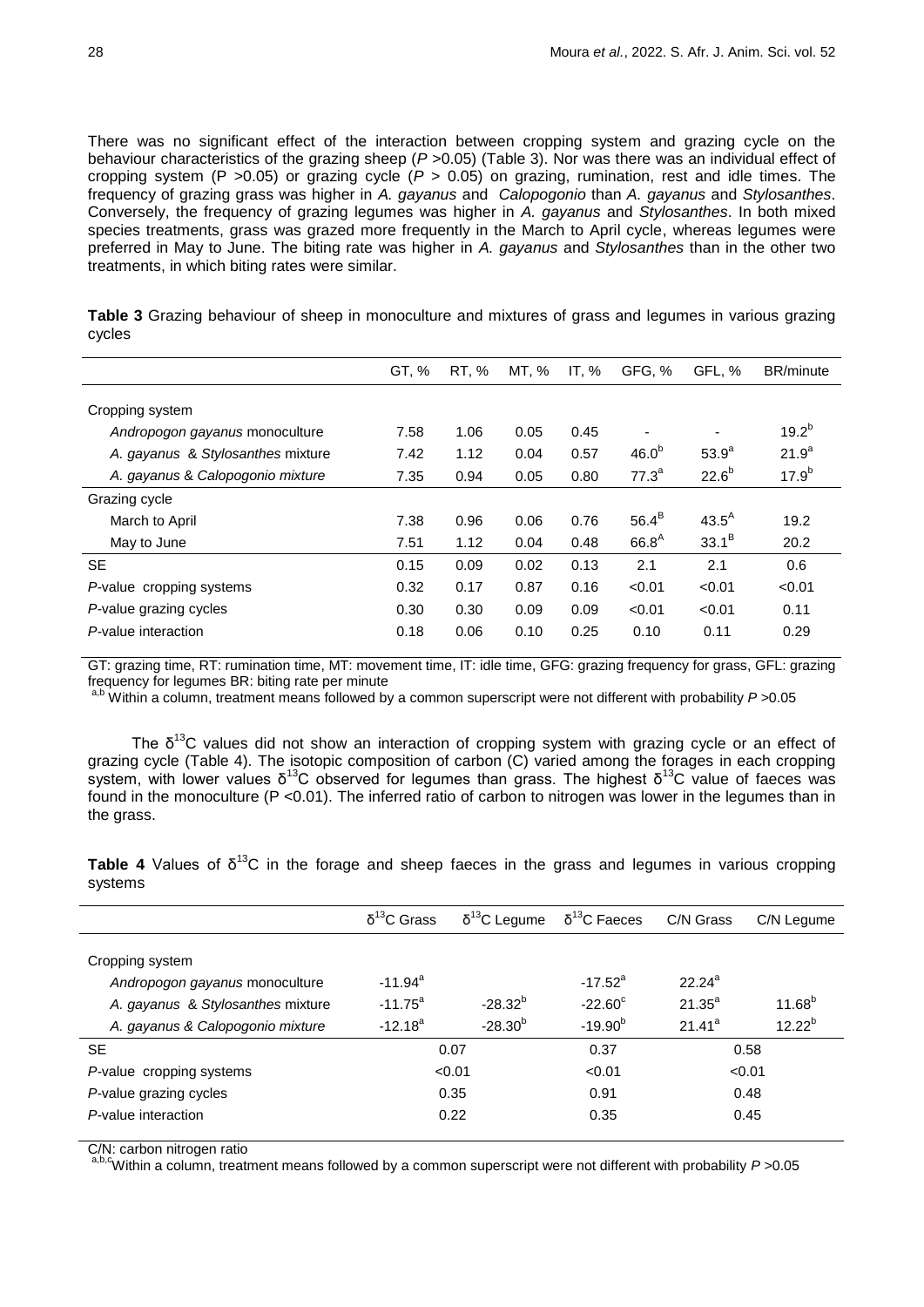There was no significant effect of the interaction between cropping system and grazing cycle on the behaviour characteristics of the grazing sheep ($P$ >0.05) (Table 3). Nor was there was an individual effect of cropping system (P >0.05) or grazing cycle ($P$ > 0.05) on grazing, rumination, rest and idle times. The frequency of grazing grass was higher in *A. gayanus* and *Calopogonio* than *A. gayanus* and *Stylosanthes*. Conversely, the frequency of grazing legumes was higher in *A. gayanus* and *Stylosanthes*. In both mixed species treatments, grass was grazed more frequently in the March to April cycle, whereas legumes were preferred in May to June. The biting rate was higher in *A. gayanus* and *Stylosanthes* than in the other two treatments, in which biting rates were similar.

**Table 3** Grazing behaviour of sheep in monoculture and mixtures of grass and legumes in various grazing cycles

| | GT, % | RT, % | MT, % | IT, % | GFG, % | GFL, % | BR/minute |
|---|---|---|---|---|---|---|---|
| Cropping system | | | | | | | |
| *Andropogon gayanus* monoculture | 7.58 | 1.06 | 0.05 | 0.45 | - | - | $19.2^{b}$ |
| *A. gayanus* & *Stylosanthes* mixture | 7.42 | 1.12 | 0.04 | 0.57 | $46.0^{b}$ | $53.9^{a}$ | $21.9^{a}$ |
| *A. gayanus* & *Calopogonio* mixture | 7.35 | 0.94 | 0.05 | 0.80 | $77.3^{a}$ | $22.6^{b}$ | $17.9^{b}$ |
| Grazing cycle | | | | | | | |
| March to April | 7.38 | 0.96 | 0.06 | 0.76 | $56.4^{B}$ | $43.5^{A}$ | 19.2 |
| May to June | 7.51 | 1.12 | 0.04 | 0.48 | $66.8^{A}$ | $33.1^{B}$ | 20.2 |
| SE | 0.15 | 0.09 | 0.02 | 0.13 | 2.1 | 2.1 | 0.6 |
| *P*-value cropping systems | 0.32 | 0.17 | 0.87 | 0.16 | <0.01 | <0.01 | <0.01 |
| *P*-value grazing cycles | 0.30 | 0.30 | 0.09 | 0.09 | <0.01 | <0.01 | 0.11 |
| *P*-value interaction | 0.18 | 0.06 | 0.10 | 0.25 | 0.10 | 0.11 | 0.29 |

GT: grazing time, RT: rumination time, MT: movement time, IT: idle time, GFG: grazing frequency for grass, GFL: grazing frequency for legumes BR: biting rate per minute

[a,b] Within a column, treatment means followed by a common superscript were not different with probability $P$ >0.05

The $\delta^{13}$C values did not show an interaction of cropping system with grazing cycle or an effect of grazing cycle (Table 4). The isotopic composition of carbon (C) varied among the forages in each cropping system, with lower values $\delta^{13}$C observed for legumes than grass. The highest $\delta^{13}$C value of faeces was found in the monoculture (P <0.01). The inferred ratio of carbon to nitrogen was lower in the legumes than in the grass.

**Table 4** Values of $\delta^{13}$C in the forage and sheep faeces in the grass and legumes in various cropping systems

| | $\delta^{13}$C Grass | $\delta^{13}$C Legume | $\delta^{13}$C Faeces | C/N Grass | C/N Legume |
|---|---|---|---|---|---|
| Cropping system | | | | | |
| *Andropogon gayanus* monoculture | $-11.94^{a}$ | | $-17.52^{a}$ | $22.24^{a}$ | |
| *A. gayanus* & *Stylosanthes* mixture | $-11.75^{a}$ | $-28.32^{b}$ | $-22.60^{c}$ | $21.35^{a}$ | $11.68^{b}$ |
| *A. gayanus* & *Calopogonio* mixture | $-12.18^{a}$ | $-28.30^{b}$ | $-19.90^{b}$ | $21.41^{a}$ | $12.22^{b}$ |
| SE | 0.07 | | 0.37 | 0.58 | |
| *P*-value cropping systems | <0.01 | | <0.01 | <0.01 | |
| *P*-value grazing cycles | 0.35 | | 0.91 | 0.48 | |
| *P*-value interaction | 0.22 | | 0.35 | 0.45 | |

C/N: carbon nitrogen ratio

[a,b,c] Within a column, treatment means followed by a common superscript were not different with probability $P$ >0.05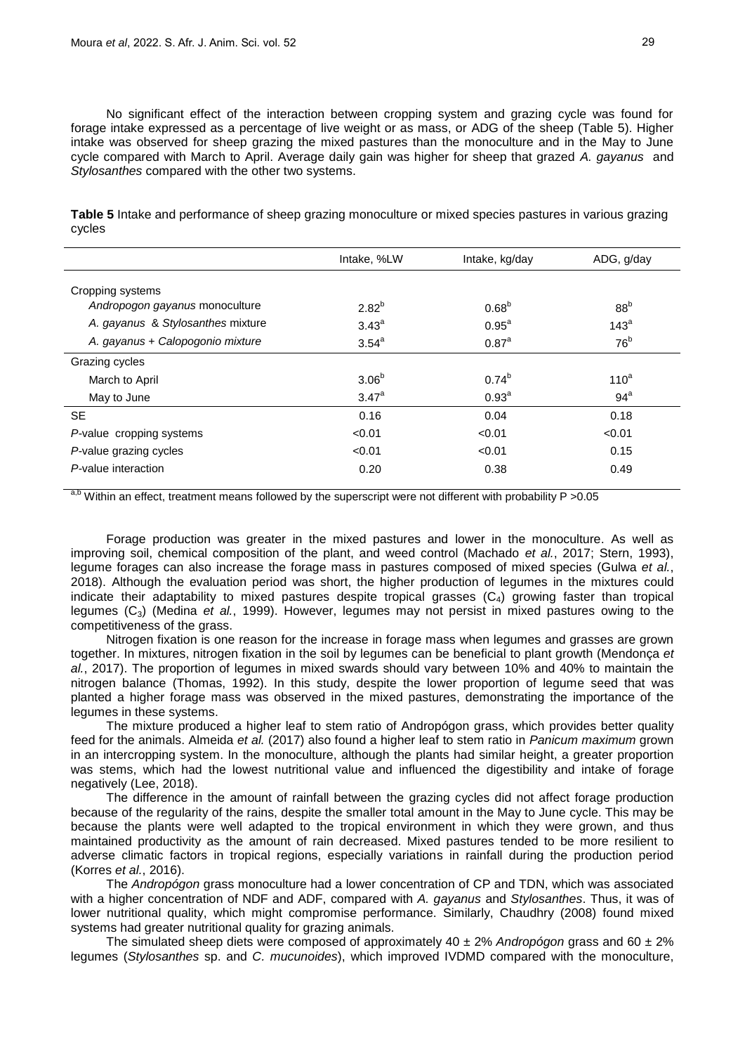No significant effect of the interaction between cropping system and grazing cycle was found for forage intake expressed as a percentage of live weight or as mass, or ADG of the sheep (Table 5). Higher intake was observed for sheep grazing the mixed pastures than the monoculture and in the May to June cycle compared with March to April. Average daily gain was higher for sheep that grazed *A. gayanus* and *Stylosanthes* compared with the other two systems.

**Table 5** Intake and performance of sheep grazing monoculture or mixed species pastures in various grazing cycles

| | Intake, %LW | Intake, kg/day | ADG, g/day |
|---|---|---|---|
| Cropping systems | | | |
| *Andropogon gayanus* monoculture | 2.82[b] | 0.68[b] | 88[b] |
| *A. gayanus* & *Stylosanthes* mixture | 3.43[a] | 0.95[a] | 143[a] |
| *A. gayanus* + *Calopogonio* mixture | 3.54[a] | 0.87[a] | 76[b] |
| Grazing cycles | | | |
| March to April | 3.06[b] | 0.74[b] | 110[a] |
| May to June | 3.47[a] | 0.93[a] | 94[a] |
| SE | 0.16 | 0.04 | 0.18 |
| *P*-value cropping systems | <0.01 | <0.01 | <0.01 |
| *P*-value grazing cycles | <0.01 | <0.01 | 0.15 |
| *P*-value interaction | 0.20 | 0.38 | 0.49 |

[a,b] Within an effect, treatment means followed by the superscript were not different with probability P >0.05

Forage production was greater in the mixed pastures and lower in the monoculture. As well as improving soil, chemical composition of the plant, and weed control (Machado *et al.*, 2017; Stern, 1993), legume forages can also increase the forage mass in pastures composed of mixed species (Gulwa *et al.*, 2018). Although the evaluation period was short, the higher production of legumes in the mixtures could indicate their adaptability to mixed pastures despite tropical grasses ($C_4$) growing faster than tropical legumes ($C_3$) (Medina *et al.*, 1999). However, legumes may not persist in mixed pastures owing to the competitiveness of the grass.

Nitrogen fixation is one reason for the increase in forage mass when legumes and grasses are grown together. In mixtures, nitrogen fixation in the soil by legumes can be beneficial to plant growth (Mendonça *et al.*, 2017). The proportion of legumes in mixed swards should vary between 10% and 40% to maintain the nitrogen balance (Thomas, 1992). In this study, despite the lower proportion of legume seed that was planted a higher forage mass was observed in the mixed pastures, demonstrating the importance of the legumes in these systems.

The mixture produced a higher leaf to stem ratio of Andropógon grass, which provides better quality feed for the animals. Almeida *et al.* (2017) also found a higher leaf to stem ratio in *Panicum maximum* grown in an intercropping system. In the monoculture, although the plants had similar height, a greater proportion was stems, which had the lowest nutritional value and influenced the digestibility and intake of forage negatively (Lee, 2018).

The difference in the amount of rainfall between the grazing cycles did not affect forage production because of the regularity of the rains, despite the smaller total amount in the May to June cycle. This may be because the plants were well adapted to the tropical environment in which they were grown, and thus maintained productivity as the amount of rain decreased. Mixed pastures tended to be more resilient to adverse climatic factors in tropical regions, especially variations in rainfall during the production period (Korres *et al.*, 2016).

The *Andropógon* grass monoculture had a lower concentration of CP and TDN, which was associated with a higher concentration of NDF and ADF, compared with *A. gayanus* and *Stylosanthes*. Thus, it was of lower nutritional quality, which might compromise performance. Similarly, Chaudhry (2008) found mixed systems had greater nutritional quality for grazing animals.

The simulated sheep diets were composed of approximately 40 ± 2% *Andropógon* grass and 60 ± 2% legumes (*Stylosanthes* sp. and *C. mucunoides*), which improved IVDMD compared with the monoculture,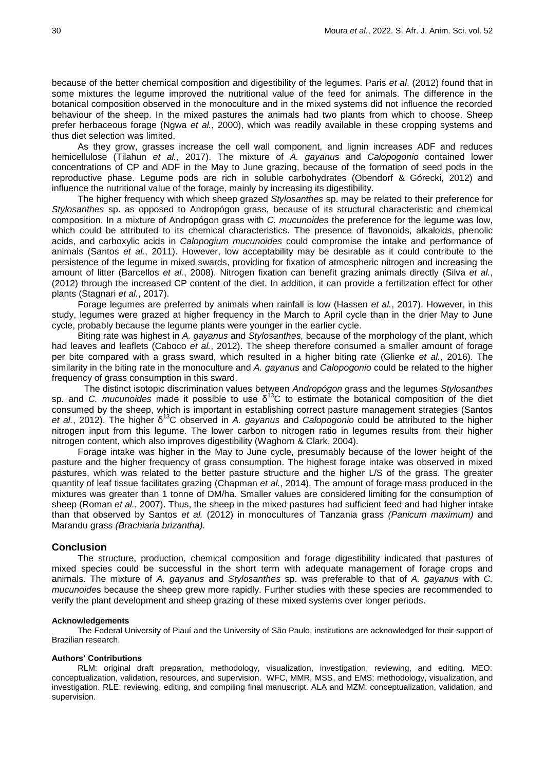because of the better chemical composition and digestibility of the legumes. Paris *et al*. (2012) found that in some mixtures the legume improved the nutritional value of the feed for animals. The difference in the botanical composition observed in the monoculture and in the mixed systems did not influence the recorded behaviour of the sheep. In the mixed pastures the animals had two plants from which to choose. Sheep prefer herbaceous forage (Ngwa *et al.*, 2000), which was readily available in these cropping systems and thus diet selection was limited.

As they grow, grasses increase the cell wall component, and lignin increases ADF and reduces hemicellulose (Tilahun *et al.*, 2017). The mixture of *A. gayanus* and *Calopogonio* contained lower concentrations of CP and ADF in the May to June grazing, because of the formation of seed pods in the reproductive phase. Legume pods are rich in soluble carbohydrates (Obendorf & Górecki, 2012) and influence the nutritional value of the forage, mainly by increasing its digestibility.

The higher frequency with which sheep grazed *Stylosanthes* sp. may be related to their preference for *Stylosanthes* sp. as opposed to Andropógon grass, because of its structural characteristic and chemical composition. In a mixture of Andropógon grass with *C. mucunoides* the preference for the legume was low, which could be attributed to its chemical characteristics. The presence of flavonoids, alkaloids, phenolic acids, and carboxylic acids in *Calopogium mucunoides* could compromise the intake and performance of animals (Santos *et al.*, 2011). However, low acceptability may be desirable as it could contribute to the persistence of the legume in mixed swards, providing for fixation of atmospheric nitrogen and increasing the amount of litter (Barcellos *et al.*, 2008). Nitrogen fixation can benefit grazing animals directly (Silva *et al.*, (2012) through the increased CP content of the diet. In addition, it can provide a fertilization effect for other plants (Stagnari *et al.*, 2017).

Forage legumes are preferred by animals when rainfall is low (Hassen *et al.*, 2017). However, in this study, legumes were grazed at higher frequency in the March to April cycle than in the drier May to June cycle, probably because the legume plants were younger in the earlier cycle.

Biting rate was highest in *A. gayanus* and *Stylosanthes,* because of the morphology of the plant, which had leaves and leaflets (Caboco *et al.*, 2012). The sheep therefore consumed a smaller amount of forage per bite compared with a grass sward, which resulted in a higher biting rate (Glienke *et al.*, 2016). The similarity in the biting rate in the monoculture and *A. gayanus* and *Calopogonio* could be related to the higher frequency of grass consumption in this sward.

The distinct isotopic discrimination values between *Andropógon* grass and the legumes *Stylosanthes* sp. and *C. mucunoides* made it possible to use $\delta^{13}C$ to estimate the botanical composition of the diet consumed by the sheep, which is important in establishing correct pasture management strategies (Santos *et al.*, 2012). The higher $\delta^{13}C$ observed in *A. gayanus* and *Calopogonio* could be attributed to the higher nitrogen input from this legume. The lower carbon to nitrogen ratio in legumes results from their higher nitrogen content, which also improves digestibility (Waghorn & Clark, 2004).

Forage intake was higher in the May to June cycle, presumably because of the lower height of the pasture and the higher frequency of grass consumption. The highest forage intake was observed in mixed pastures, which was related to the better pasture structure and the higher L/S of the grass. The greater quantity of leaf tissue facilitates grazing (Chapman *et al.*, 2014). The amount of forage mass produced in the mixtures was greater than 1 tonne of DM/ha. Smaller values are considered limiting for the consumption of sheep (Roman *et al.*, 2007). Thus, the sheep in the mixed pastures had sufficient feed and had higher intake than that observed by Santos *et al.* (2012) in monocultures of Tanzania grass *(Panicum maximum)* and Marandu grass *(Brachiaria brizantha).*

## Conclusion

The structure, production, chemical composition and forage digestibility indicated that pastures of mixed species could be successful in the short term with adequate management of forage crops and animals. The mixture of *A. gayanus* and *Stylosanthes* sp. was preferable to that of *A. gayanus* with *C. mucunoides* because the sheep grew more rapidly. Further studies with these species are recommended to verify the plant development and sheep grazing of these mixed systems over longer periods.

#### Acknowledgements

The Federal University of Piauí and the University of São Paulo, institutions are acknowledged for their support of Brazilian research.

#### Authors' Contributions

RLM: original draft preparation, methodology, visualization, investigation, reviewing, and editing. MEO: conceptualization, validation, resources, and supervision. WFC, MMR, MSS, and EMS: methodology, visualization, and investigation. RLE: reviewing, editing, and compiling final manuscript. ALA and MZM: conceptualization, validation, and supervision.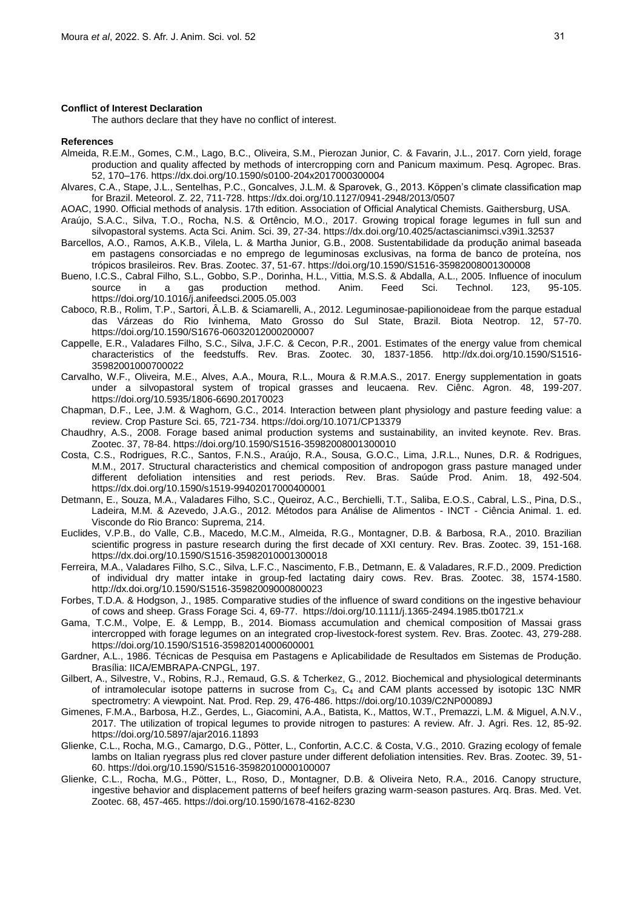**Conflict of Interest Declaration**

The authors declare that they have no conflict of interest.

**References**

Almeida, R.E.M., Gomes, C.M., Lago, B.C., Oliveira, S.M., Pierozan Junior, C. & Favarin, J.L., 2017. Corn yield, forage production and quality affected by methods of intercropping corn and Panicum maximum. Pesq. Agropec. Bras. 52, 170–176. https://dx.doi.org/10.1590/s0100-204x2017000300004

Alvares, C.A., Stape, J.L., Sentelhas, P.C., Goncalves, J.L.M. & Sparovek, G., 2013. Köppen's climate classification map for Brazil. Meteorol. Z. 22, 711-728. https://dx.doi.org/10.1127/0941-2948/2013/0507

AOAC, 1990. Official methods of analysis. 17th edition. Association of Official Analytical Chemists. Gaithersburg, USA.

Araújo, S.A.C., Silva, T.O., Rocha, N.S. & Ortêncio, M.O., 2017. Growing tropical forage legumes in full sun and silvopastoral systems. Acta Sci. Anim. Sci. 39, 27-34. https://dx.doi.org/10.4025/actascianimsci.v39i1.32537

Barcellos, A.O., Ramos, A.K.B., Vilela, L. & Martha Junior, G.B., 2008. Sustentabilidade da produção animal baseada em pastagens consorciadas e no emprego de leguminosas exclusivas, na forma de banco de proteína, nos trópicos brasileiros. Rev. Bras. Zootec. 37, 51-67. https://doi.org/10.1590/S1516-35982008001300008

Bueno, I.C.S., Cabral Filho, S.L., Gobbo, S.P., Dorinha, H.L., Vittia, M.S.S. & Abdalla, A.L., 2005. Influence of inoculum source in a gas production method. Anim. Feed Sci. Technol. 123, 95-105. https://doi.org/10.1016/j.anifeedsci.2005.05.003

Caboco, R.B., Rolim, T.P., Sartori, Â.L.B. & Sciamarelli, A., 2012. Leguminosae-papilionoideae from the parque estadual das Várzeas do Rio Ivinhema, Mato Grosso do Sul State, Brazil. Biota Neotrop. 12, 57-70. https://doi.org/10.1590/S1676-06032012000200007

Cappelle, E.R., Valadares Filho, S.C., Silva, J.F.C. & Cecon, P.R., 2001. Estimates of the energy value from chemical characteristics of the feedstuffs. Rev. Bras. Zootec. 30, 1837-1856. http://dx.doi.org/10.1590/S1516-35982001000700022

Carvalho, W.F., Oliveira, M.E., Alves, A.A., Moura, R.L., Moura & R.M.A.S., 2017. Energy supplementation in goats under a silvopastoral system of tropical grasses and leucaena. Rev. Ciênc. Agron. 48, 199-207. https://doi.org/10.5935/1806-6690.20170023

Chapman, D.F., Lee, J.M. & Waghorn, G.C., 2014. Interaction between plant physiology and pasture feeding value: a review. Crop Pasture Sci. 65, 721-734. https://doi.org/10.1071/CP13379

Chaudhry, A.S., 2008. Forage based animal production systems and sustainability, an invited keynote. Rev. Bras. Zootec. 37, 78-84. https://doi.org/10.1590/S1516-35982008001300010

Costa, C.S., Rodrigues, R.C., Santos, F.N.S., Araújo, R.A., Sousa, G.O.C., Lima, J.R.L., Nunes, D.R. & Rodrigues, M.M., 2017. Structural characteristics and chemical composition of andropogon grass pasture managed under different defoliation intensities and rest periods. Rev. Bras. Saúde Prod. Anim. 18, 492-504. https://dx.doi.org/10.1590/s1519-99402017000400001

Detmann, E., Souza, M.A., Valadares Filho, S.C., Queiroz, A.C., Berchielli, T.T., Saliba, E.O.S., Cabral, L.S., Pina, D.S., Ladeira, M.M. & Azevedo, J.A.G., 2012. Métodos para Análise de Alimentos - INCT - Ciência Animal. 1. ed. Visconde do Rio Branco: Suprema, 214.

Euclides, V.P.B., do Valle, C.B., Macedo, M.C.M., Almeida, R.G., Montagner, D.B. & Barbosa, R.A., 2010. Brazilian scientific progress in pasture research during the first decade of XXI century. Rev. Bras. Zootec. 39, 151-168. https://dx.doi.org/10.1590/S1516-35982010001300018

Ferreira, M.A., Valadares Filho, S.C., Silva, L.F.C., Nascimento, F.B., Detmann, E. & Valadares, R.F.D., 2009. Prediction of individual dry matter intake in group-fed lactating dairy cows. Rev. Bras. Zootec. 38, 1574-1580. http://dx.doi.org/10.1590/S1516-35982009000800023

Forbes, T.D.A. & Hodgson, J., 1985. Comparative studies of the influence of sward conditions on the ingestive behaviour of cows and sheep. Grass Forage Sci. 4, 69-77. https://doi.org/10.1111/j.1365-2494.1985.tb01721.x

Gama, T.C.M., Volpe, E. & Lempp, B., 2014. Biomass accumulation and chemical composition of Massai grass intercropped with forage legumes on an integrated crop-livestock-forest system. Rev. Bras. Zootec. 43, 279-288. https://doi.org/10.1590/S1516-35982014000600001

Gardner, A.L., 1986. Técnicas de Pesquisa em Pastagens e Aplicabilidade de Resultados em Sistemas de Produção. Brasília: IICA/EMBRAPA-CNPGL, 197.

Gilbert, A., Silvestre, V., Robins, R.J., Remaud, G.S. & Tcherkez, G., 2012. Biochemical and physiological determinants of intramolecular isotope patterns in sucrose from $C_3$, $C_4$ and CAM plants accessed by isotopic 13C NMR spectrometry: A viewpoint. Nat. Prod. Rep. 29, 476-486. https://doi.org/10.1039/C2NP00089J

Gimenes, F.M.A., Barbosa, H.Z., Gerdes, L., Giacomini, A.A., Batista, K., Mattos, W.T., Premazzi, L.M. & Miguel, A.N.V., 2017. The utilization of tropical legumes to provide nitrogen to pastures: A review. Afr. J. Agri. Res. 12, 85-92. https://doi.org/10.5897/ajar2016.11893

Glienke, C.L., Rocha, M.G., Camargo, D.G., Pötter, L., Confortin, A.C.C. & Costa, V.G., 2010. Grazing ecology of female lambs on Italian ryegrass plus red clover pasture under different defoliation intensities. Rev. Bras. Zootec. 39, 51-60. https://doi.org/10.1590/S1516-35982010000100007

Glienke, C.L., Rocha, M.G., Pötter, L., Roso, D., Montagner, D.B. & Oliveira Neto, R.A., 2016. Canopy structure, ingestive behavior and displacement patterns of beef heifers grazing warm-season pastures. Arq. Bras. Med. Vet. Zootec. 68, 457-465. https://doi.org/10.1590/1678-4162-8230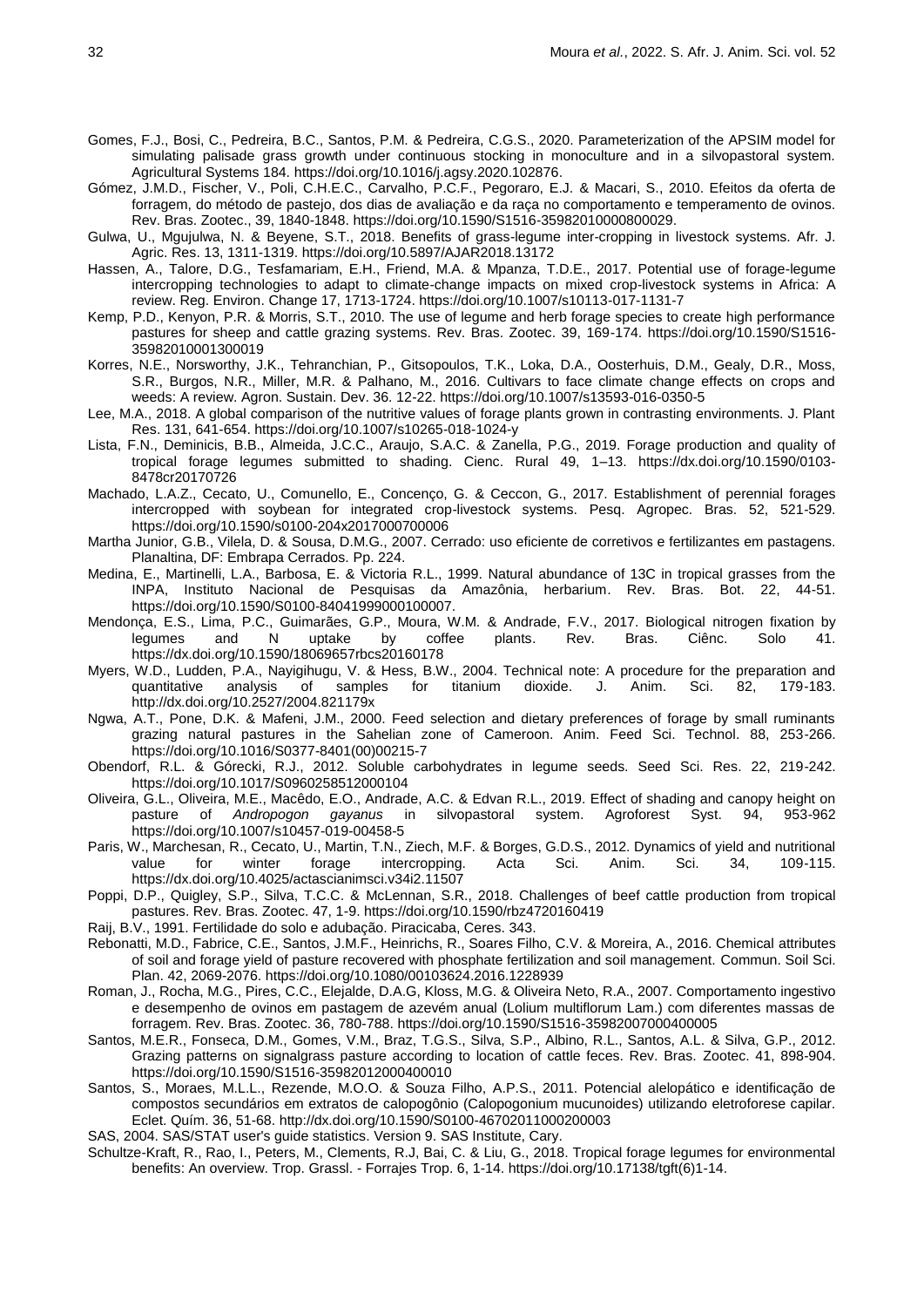Gomes, F.J., Bosi, C., Pedreira, B.C., Santos, P.M. & Pedreira, C.G.S., 2020. Parameterization of the APSIM model for simulating palisade grass growth under continuous stocking in monoculture and in a silvopastoral system. Agricultural Systems 184. https://doi.org/10.1016/j.agsy.2020.102876.

Gómez, J.M.D., Fischer, V., Poli, C.H.E.C., Carvalho, P.C.F., Pegoraro, E.J. & Macari, S., 2010. Efeitos da oferta de forragem, do método de pastejo, dos dias de avaliação e da raça no comportamento e temperamento de ovinos. Rev. Bras. Zootec., 39, 1840-1848. https://doi.org/10.1590/S1516-35982010000800029.

Gulwa, U., Mgujulwa, N. & Beyene, S.T., 2018. Benefits of grass-legume inter-cropping in livestock systems. Afr. J. Agric. Res. 13, 1311-1319. https://doi.org/10.5897/AJAR2018.13172

Hassen, A., Talore, D.G., Tesfamariam, E.H., Friend, M.A. & Mpanza, T.D.E., 2017. Potential use of forage-legume intercropping technologies to adapt to climate-change impacts on mixed crop-livestock systems in Africa: A review. Reg. Environ. Change 17, 1713-1724. https://doi.org/10.1007/s10113-017-1131-7

Kemp, P.D., Kenyon, P.R. & Morris, S.T., 2010. The use of legume and herb forage species to create high performance pastures for sheep and cattle grazing systems. Rev. Bras. Zootec. 39, 169-174. https://doi.org/10.1590/S1516-35982010001300019

Korres, N.E., Norsworthy, J.K., Tehranchian, P., Gitsopoulos, T.K., Loka, D.A., Oosterhuis, D.M., Gealy, D.R., Moss, S.R., Burgos, N.R., Miller, M.R. & Palhano, M., 2016. Cultivars to face climate change effects on crops and weeds: A review. Agron. Sustain. Dev. 36. 12-22. https://doi.org/10.1007/s13593-016-0350-5

Lee, M.A., 2018. A global comparison of the nutritive values of forage plants grown in contrasting environments. J. Plant Res. 131, 641-654. https://doi.org/10.1007/s10265-018-1024-y

Lista, F.N., Deminicis, B.B., Almeida, J.C.C., Araujo, S.A.C. & Zanella, P.G., 2019. Forage production and quality of tropical forage legumes submitted to shading. Cienc. Rural 49, 1–13. https://dx.doi.org/10.1590/0103-8478cr20170726

Machado, L.A.Z., Cecato, U., Comunello, E., Concenço, G. & Ceccon, G., 2017. Establishment of perennial forages intercropped with soybean for integrated crop-livestock systems. Pesq. Agropec. Bras. 52, 521-529. https://doi.org/10.1590/s0100-204x2017000700006

Martha Junior, G.B., Vilela, D. & Sousa, D.M.G., 2007. Cerrado: uso eficiente de corretivos e fertilizantes em pastagens. Planaltina, DF: Embrapa Cerrados. Pp. 224.

Medina, E., Martinelli, L.A., Barbosa, E. & Victoria R.L., 1999. Natural abundance of 13C in tropical grasses from the INPA, Instituto Nacional de Pesquisas da Amazônia, herbarium. Rev. Bras. Bot. 22, 44-51. https://doi.org/10.1590/S0100-84041999000100007.

Mendonça, E.S., Lima, P.C., Guimarães, G.P., Moura, W.M. & Andrade, F.V., 2017. Biological nitrogen fixation by legumes and N uptake by coffee plants. Rev. Bras. Ciênc. Solo 41. https://dx.doi.org/10.1590/18069657rbcs20160178

Myers, W.D., Ludden, P.A., Nayigihugu, V. & Hess, B.W., 2004. Technical note: A procedure for the preparation and quantitative analysis of samples for titanium dioxide. J. Anim. Sci. 82, 179-183. http://dx.doi.org/10.2527/2004.821179x

Ngwa, A.T., Pone, D.K. & Mafeni, J.M., 2000. Feed selection and dietary preferences of forage by small ruminants grazing natural pastures in the Sahelian zone of Cameroon. Anim. Feed Sci. Technol. 88, 253-266. https://doi.org/10.1016/S0377-8401(00)00215-7

Obendorf, R.L. & Górecki, R.J., 2012. Soluble carbohydrates in legume seeds. Seed Sci. Res. 22, 219-242. https://doi.org/10.1017/S0960258512000104

Oliveira, G.L., Oliveira, M.E., Macêdo, E.O., Andrade, A.C. & Edvan R.L., 2019. Effect of shading and canopy height on pasture of *Andropogon gayanus* in silvopastoral system. Agroforest Syst. 94, 953-962 https://doi.org/10.1007/s10457-019-00458-5

Paris, W., Marchesan, R., Cecato, U., Martin, T.N., Ziech, M.F. & Borges, G.D.S., 2012. Dynamics of yield and nutritional value for winter forage intercropping. Acta Sci. Anim. Sci. 34, 109-115. https://dx.doi.org/10.4025/actascianimsci.v34i2.11507

Poppi, D.P., Quigley, S.P., Silva, T.C.C. & McLennan, S.R., 2018. Challenges of beef cattle production from tropical pastures. Rev. Bras. Zootec. 47, 1-9. https://doi.org/10.1590/rbz4720160419

Raij, B.V., 1991. Fertilidade do solo e adubação. Piracicaba, Ceres. 343.

Rebonatti, M.D., Fabrice, C.E., Santos, J.M.F., Heinrichs, R., Soares Filho, C.V. & Moreira, A., 2016. Chemical attributes of soil and forage yield of pasture recovered with phosphate fertilization and soil management. Commun. Soil Sci. Plan. 42, 2069-2076. https://doi.org/10.1080/00103624.2016.1228939

Roman, J., Rocha, M.G., Pires, C.C., Elejalde, D.A.G, Kloss, M.G. & Oliveira Neto, R.A., 2007. Comportamento ingestivo e desempenho de ovinos em pastagem de azevém anual (Lolium multiflorum Lam.) com diferentes massas de forragem. Rev. Bras. Zootec. 36, 780-788. https://doi.org/10.1590/S1516-35982007000400005

Santos, M.E.R., Fonseca, D.M., Gomes, V.M., Braz, T.G.S., Silva, S.P., Albino, R.L., Santos, A.L. & Silva, G.P., 2012. Grazing patterns on signalgrass pasture according to location of cattle feces. Rev. Bras. Zootec. 41, 898-904. https://doi.org/10.1590/S1516-35982012000400010

Santos, S., Moraes, M.L.L., Rezende, M.O.O. & Souza Filho, A.P.S., 2011. Potencial alelopático e identificação de compostos secundários em extratos de calopogônio (Calopogonium mucunoides) utilizando eletroforese capilar. Eclet. Quím. 36, 51-68. http://dx.doi.org/10.1590/S0100-46702011000200003

SAS, 2004. SAS/STAT user's guide statistics. Version 9. SAS Institute, Cary.

Schultze-Kraft, R., Rao, I., Peters, M., Clements, R.J, Bai, C. & Liu, G., 2018. Tropical forage legumes for environmental benefits: An overview. Trop. Grassl. - Forrajes Trop. 6, 1-14. https://doi.org/10.17138/tgft(6)1-14.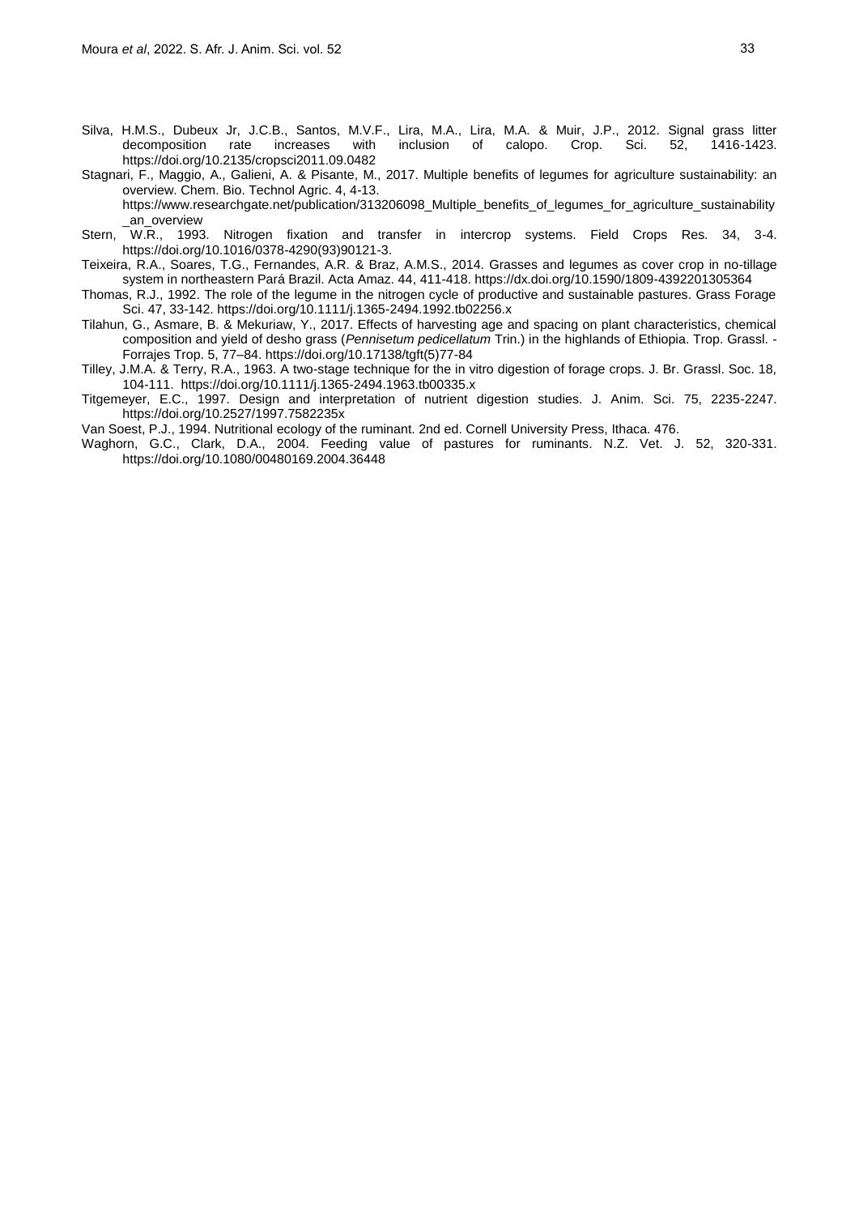Silva, H.M.S., Dubeux Jr, J.C.B., Santos, M.V.F., Lira, M.A., Lira, M.A. & Muir, J.P., 2012. Signal grass litter decomposition rate increases with inclusion of calopo. Crop. Sci. 52, 1416-1423. https://doi.org/10.2135/cropsci2011.09.0482

Stagnari, F., Maggio, A., Galieni, A. & Pisante, M., 2017. Multiple benefits of legumes for agriculture sustainability: an overview. Chem. Bio. Technol Agric. 4, 4-13. https://www.researchgate.net/publication/313206098_Multiple_benefits_of_legumes_for_agriculture_sustainability_an_overview

Stern, W.R., 1993. Nitrogen fixation and transfer in intercrop systems. Field Crops Res. 34, 3-4. https://doi.org/10.1016/0378-4290(93)90121-3.

Teixeira, R.A., Soares, T.G., Fernandes, A.R. & Braz, A.M.S., 2014. Grasses and legumes as cover crop in no-tillage system in northeastern Pará Brazil. Acta Amaz. 44, 411-418. https://dx.doi.org/10.1590/1809-4392201305364

Thomas, R.J., 1992. The role of the legume in the nitrogen cycle of productive and sustainable pastures. Grass Forage Sci. 47, 33-142. https://doi.org/10.1111/j.1365-2494.1992.tb02256.x

Tilahun, G., Asmare, B. & Mekuriaw, Y., 2017. Effects of harvesting age and spacing on plant characteristics, chemical composition and yield of desho grass (*Pennisetum pedicellatum* Trin.) in the highlands of Ethiopia. Trop. Grassl. - Forrajes Trop. 5, 77–84. https://doi.org/10.17138/tgft(5)77-84

Tilley, J.M.A. & Terry, R.A., 1963. A two-stage technique for the in vitro digestion of forage crops. J. Br. Grassl. Soc. 18, 104-111. https://doi.org/10.1111/j.1365-2494.1963.tb00335.x

Titgemeyer, E.C., 1997. Design and interpretation of nutrient digestion studies. J. Anim. Sci. 75, 2235-2247. https://doi.org/10.2527/1997.7582235x

Van Soest, P.J., 1994. Nutritional ecology of the ruminant. 2nd ed. Cornell University Press, Ithaca. 476.

Waghorn, G.C., Clark, D.A., 2004. Feeding value of pastures for ruminants. N.Z. Vet. J. 52, 320-331. https://doi.org/10.1080/00480169.2004.36448